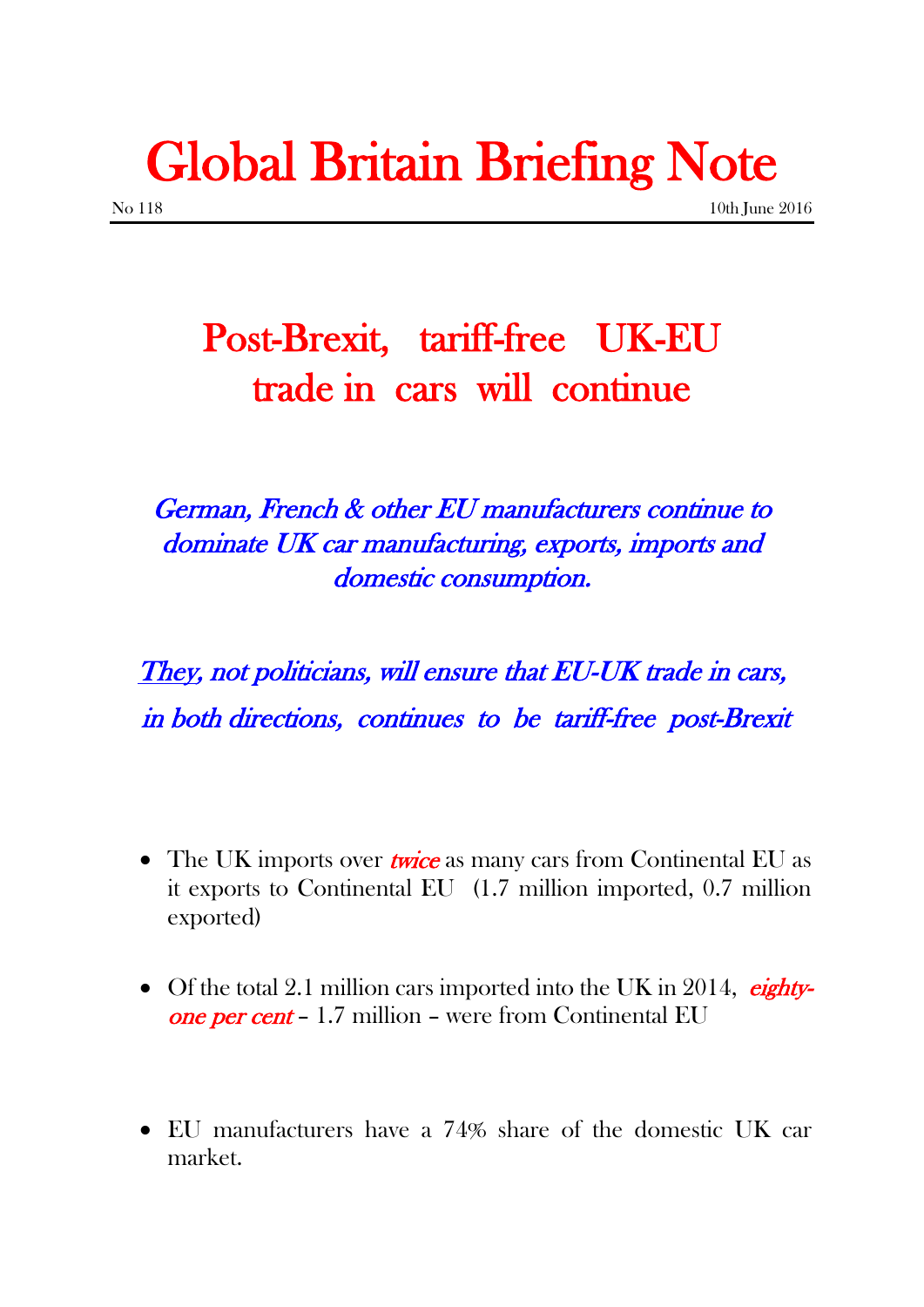# Global Britain Briefing Note

No 118 10th June 2016

## Post-Brexit, tariff-free UK-EU trade in cars will continue

*German, French & other EU manufacturers continue to dominate UK car manufacturing, exports, imports and domestic consumption.*

*They, not politicians, will ensure that EU-UK trade in cars, in both directions, continues to be tariff-free post-Brexit*

- The UK imports over *twice* as many cars from Continental EU as it exports to Continental EU (1.7 million imported, 0.7 million exported)

- Of the total 2.1 million cars imported into the UK in 2014, *eighty-one per cent* – 1.7 million – were from Continental EU

- EU manufacturers have a 74% share of the domestic UK car market.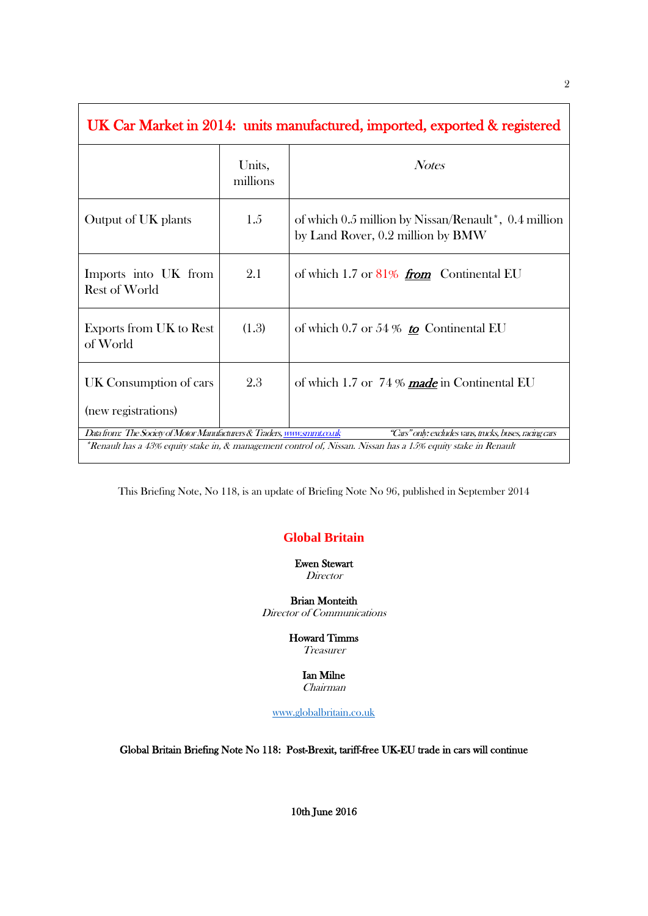| UK Car Market in 2014: units manufactured, imported, exported & registered | | |
|---|---|---|
| | Units, millions | *Notes* |
| Output of UK plants | 1.5 | of which 0.5 million by Nissan/Renault*, 0.4 million by Land Rover, 0.2 million by BMW |
| Imports into UK from Rest of World | 2.1 | of which 1.7 or 81% ***from*** Continental EU |
| Exports from UK to Rest of World | (1.3) | of which 0.7 or 54 % ***to*** Continental EU |
| UK Consumption of cars (new registrations) | 2.3 | of which 1.7 or 74 % ***made*** in Continental EU |

*Data from: The Society of Motor Manufacturers & Traders, www.smmt.co.uk* *"Cars" only: excludes vans, trucks, buses, racing cars*

*\*Renault has a 43% equity stake in, & management control of, Nissan. Nissan has a 15% equity stake in Renault*

This Briefing Note, No 118, is an update of Briefing Note No 96, published in September 2014

## Global Britain

**Ewen Stewart**
*Director*

**Brian Monteith**
*Director of Communications*

**Howard Timms**
*Treasurer*

**Ian Milne**
*Chairman*

www.globalbritain.co.uk

**Global Britain Briefing Note No 118: Post-Brexit, tariff-free UK-EU trade in cars will continue**

**10th June 2016**